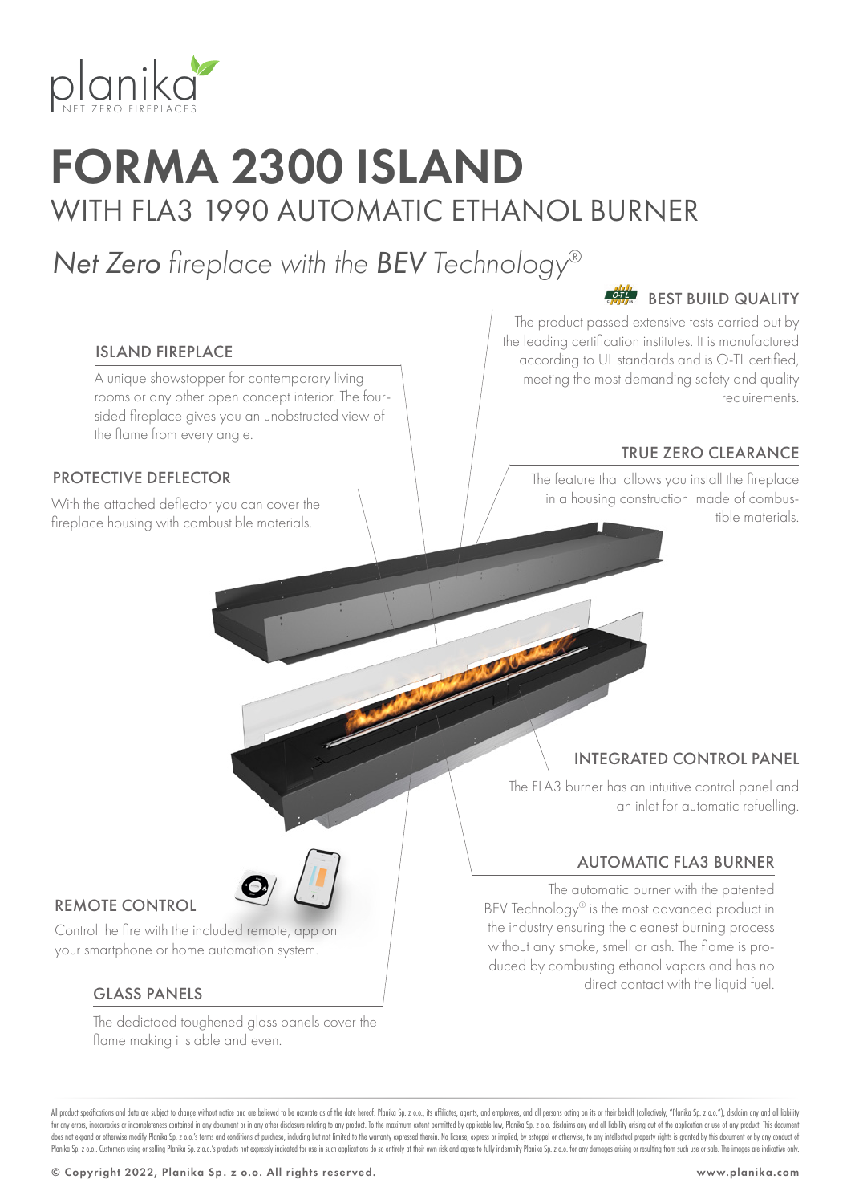planika
NET ZERO FIREPLACES

# FORMA 2300 ISLAND

## WITH FLA3 1990 AUTOMATIC ETHANOL BURNER

*Net Zero fireplace with the BEV Technology®*

### ISLAND FIREPLACE

A unique showstopper for contemporary living rooms or any other open concept interior. The four-sided fireplace gives you an unobstructed view of the flame from every angle.

### PROTECTIVE DEFLECTOR

With the attached deflector you can cover the fireplace housing with combustible materials.

### BEST BUILD QUALITY

The product passed extensive tests carried out by the leading certification institutes. It is manufactured according to UL standards and is O-TL certified, meeting the most demanding safety and quality requirements.

### TRUE ZERO CLEARANCE

The feature that allows you install the fireplace in a housing construction made of combustible materials.

### INTEGRATED CONTROL PANEL

The FLA3 burner has an intuitive control panel and an inlet for automatic refuelling.

### REMOTE CONTROL

Control the fire with the included remote, app on your smartphone or home automation system.

### AUTOMATIC FLA3 BURNER

The automatic burner with the patented BEV Technology® is the most advanced product in the industry ensuring the cleanest burning process without any smoke, smell or ash. The flame is produced by combusting ethanol vapors and has no direct contact with the liquid fuel.

### GLASS PANELS

The dedictaed toughened glass panels cover the flame making it stable and even.

All product specifications and data are subject to change without notice and are believed to be accurate as of the date hereof. Planika Sp. z o.o., its affiliates, agents, and employees, and all persons acting on its or their behalf (collectively, "Planika Sp. z o.o."), disclaim any and all liability for any errors, inaccuracies or incompleteness contained in any document or in any other disclosure relating to any product. To the maximum extent permitted by applicable law, Planika Sp. z o.o. disclaims any and all liability arising out of the application or use of any product. This document does not expand or otherwise modify Planika Sp. z o.o.'s terms and conditions of purchase, including but not limited to the warranty expressed therein. No license, express or implied, by estoppel or otherwise, to any intellectual property rights is granted by this document or by any conduct of Planika Sp. z o.o.. Customers using or selling Planika Sp. z o.o.'s products not expressly indicated for use in such applications do so entirely at their own risk and agree to fully indemnify Planika Sp. z o.o. for any damages arising or resulting from such use or sale. The images are indicative only.

© Copyright 2022, Planika Sp. z o.o. All rights reserved. www.planika.com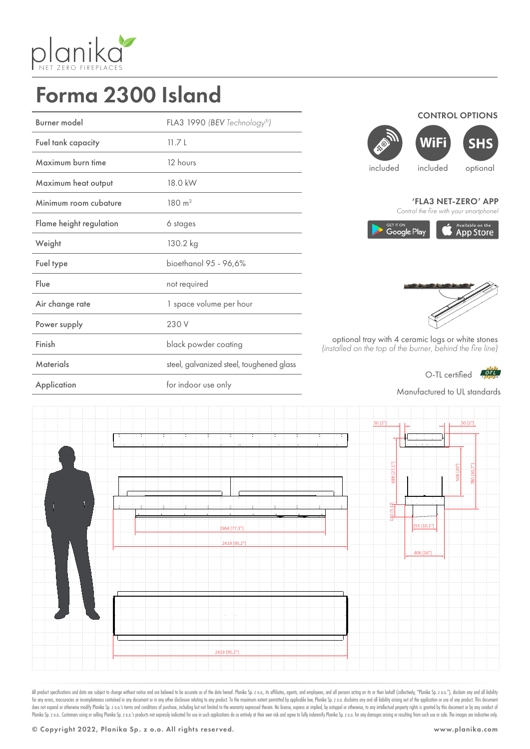planika
NET ZERO FIREPLACES

# Forma 2300 Island

| | |
|---|---|
| Burner model | FLA3 1990 *(BEV Technology®)* |
| Fuel tank capacity | 11.7 L |
| Maximum burn time | 12 hours |
| Maximum heat output | 18.0 kW |
| Minimum room cubature | 180 $m^3$ |
| Flame height regulation | 6 stages |
| Weight | 130.2 kg |
| Fuel type | bioethanol 95 - 96,6% |
| Flue | not required |
| Air change rate | 1 space volume per hour |
| Power supply | 230 V |
| Finish | black powder coating |
| Materials | steel, galvanized steel, toughened glass |
| Application | for indoor use only |

## CONTROL OPTIONS

included — WiFi included — SHS optional

## 'FLA3 NET-ZERO' APP

*Control the fire with your smartphone!*

GET IT ON Google Play — Available on the App Store

optional tray with 4 ceramic logs or white stones
*(installed on the top of the burner, behind the fire line)*

O-TL certified

Manufactured to UL standards

1964 [77,3"]
2419 [95,2"]
2419 [95,2"]
50 [2"]
50 [2"]
688 [27,1"]
508 [20"]
780 [30,7"]
130 [5,1"]
255 [10,1"]
406 [16"]

All product specifications and data are subject to change without notice and are believed to be accurate as of the date hereof. Planika Sp. z o.o., its affiliates, agents, and employees, and all persons acting on its or their behalf (collectively, "Planika Sp. z o.o."), disclaim any and all liability for any errors, inaccuracies or incompleteness contained in any document or in any other disclosure relating to any product. To the maximum extent permitted by applicable law, Planika Sp. z o.o. disclaims any and all liability arising out of the application or use of any product. This document does not expand or otherwise modify Planika Sp. z o.o.'s terms and conditions of purchase, including but not limited to the warranty expressed therein. No license, express or implied, by estoppel or otherwise, to any intellectual property rights is granted by this document or by any conduct of Planika Sp. z o.o.. Customers using or selling Planika Sp. z o.o.'s products not expressly indicated for use in such applications do so entirely at their own risk and agree to fully indemnify Planika Sp. z o.o. for any damages arising or resulting from such use or sale. The images are indicative only.

© Copyright 2022, Planika Sp. z o.o. All rights reserved. www.planika.com